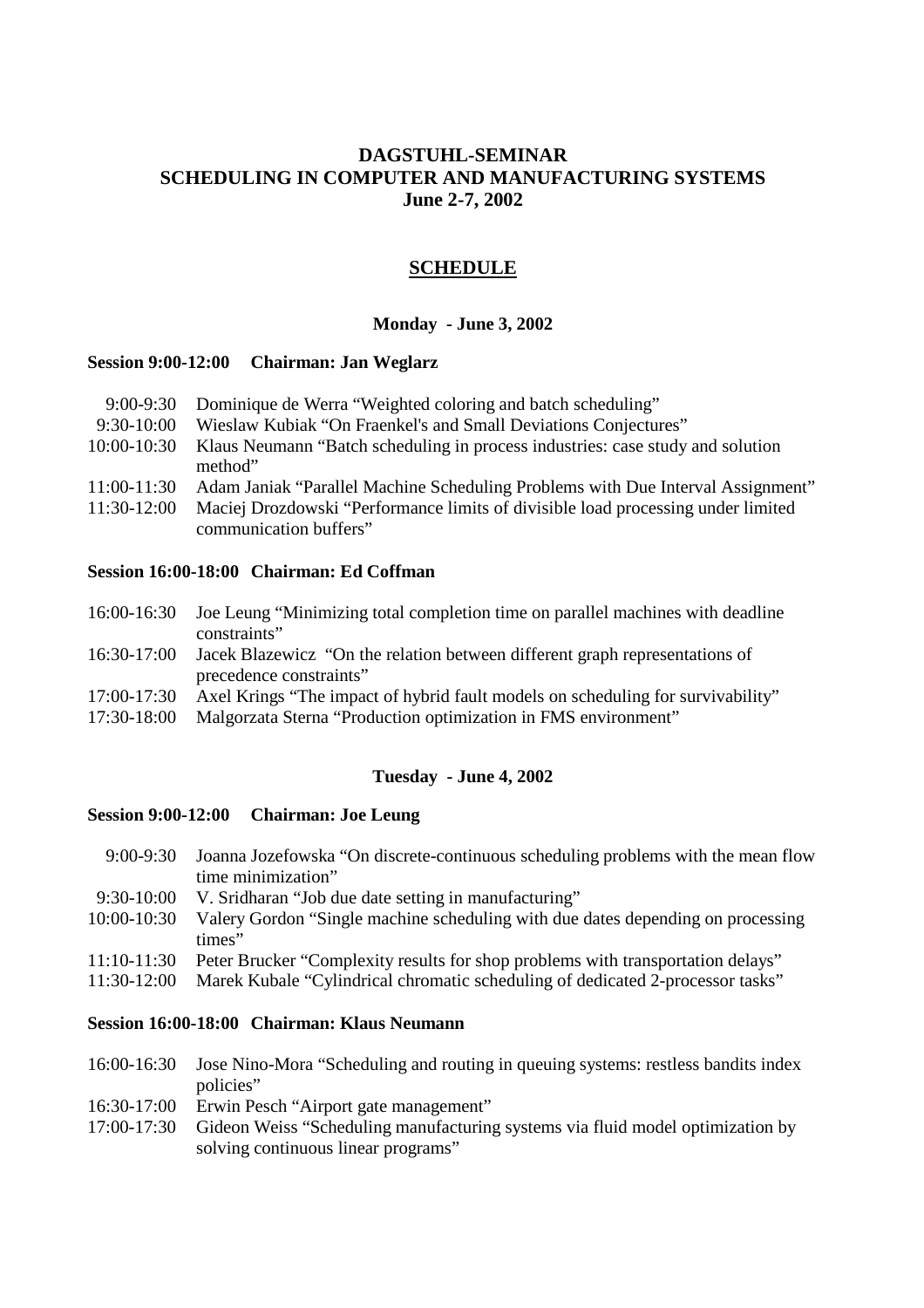# DAGSTUHL-SEMINAR
# SCHEDULING IN COMPUTER AND MANUFACTURING SYSTEMS
# June 2-7, 2002

## SCHEDULE

### Monday - June 3, 2002

**Session 9:00-12:00 Chairman: Jan Weglarz**

9:00-9:30 Dominique de Werra "Weighted coloring and batch scheduling"
9:30-10:00 Wieslaw Kubiak "On Fraenkel's and Small Deviations Conjectures"
10:00-10:30 Klaus Neumann "Batch scheduling in process industries: case study and solution method"
11:00-11:30 Adam Janiak "Parallel Machine Scheduling Problems with Due Interval Assignment"
11:30-12:00 Maciej Drozdowski "Performance limits of divisible load processing under limited communication buffers"

**Session 16:00-18:00 Chairman: Ed Coffman**

16:00-16:30 Joe Leung "Minimizing total completion time on parallel machines with deadline constraints"
16:30-17:00 Jacek Blazewicz "On the relation between different graph representations of precedence constraints"
17:00-17:30 Axel Krings "The impact of hybrid fault models on scheduling for survivability"
17:30-18:00 Malgorzata Sterna "Production optimization in FMS environment"

### Tuesday - June 4, 2002

**Session 9:00-12:00 Chairman: Joe Leung**

9:00-9:30 Joanna Jozefowska "On discrete-continuous scheduling problems with the mean flow time minimization"
9:30-10:00 V. Sridharan "Job due date setting in manufacturing"
10:00-10:30 Valery Gordon "Single machine scheduling with due dates depending on processing times"
11:10-11:30 Peter Brucker "Complexity results for shop problems with transportation delays"
11:30-12:00 Marek Kubale "Cylindrical chromatic scheduling of dedicated 2-processor tasks"

**Session 16:00-18:00 Chairman: Klaus Neumann**

16:00-16:30 Jose Nino-Mora "Scheduling and routing in queuing systems: restless bandits index policies"
16:30-17:00 Erwin Pesch "Airport gate management"
17:00-17:30 Gideon Weiss "Scheduling manufacturing systems via fluid model optimization by solving continuous linear programs"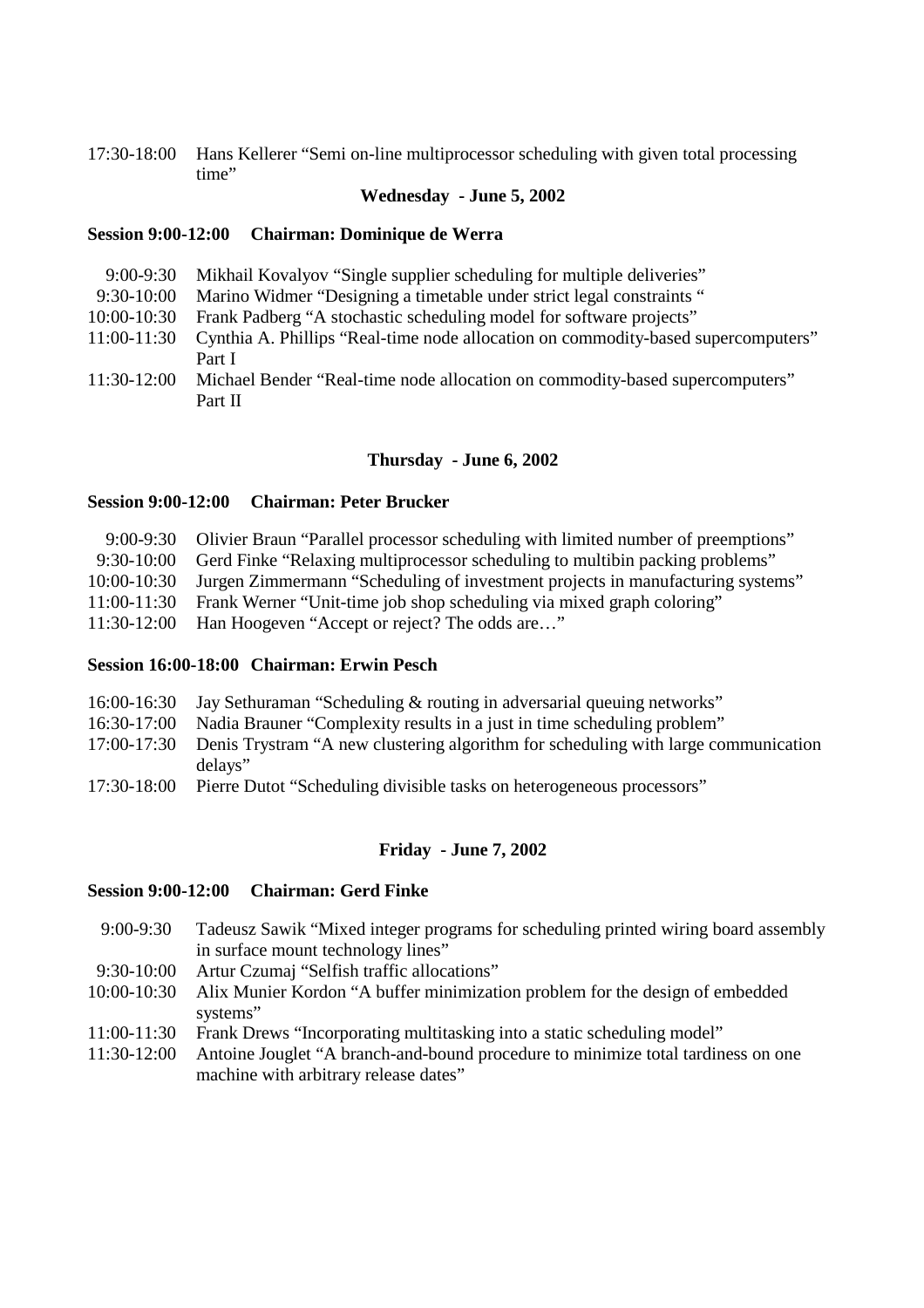17:30-18:00 Hans Kellerer “Semi on-line multiprocessor scheduling with given total processing time”

**Wednesday - June 5, 2002**

**Session 9:00-12:00 Chairman: Dominique de Werra**

9:00-9:30 Mikhail Kovalyov “Single supplier scheduling for multiple deliveries”
9:30-10:00 Marino Widmer “Designing a timetable under strict legal constraints “
10:00-10:30 Frank Padberg “A stochastic scheduling model for software projects”
11:00-11:30 Cynthia A. Phillips “Real-time node allocation on commodity-based supercomputers” Part I
11:30-12:00 Michael Bender “Real-time node allocation on commodity-based supercomputers” Part II

**Thursday - June 6, 2002**

**Session 9:00-12:00 Chairman: Peter Brucker**

9:00-9:30 Olivier Braun “Parallel processor scheduling with limited number of preemptions”
9:30-10:00 Gerd Finke “Relaxing multiprocessor scheduling to multibin packing problems”
10:00-10:30 Jurgen Zimmermann “Scheduling of investment projects in manufacturing systems”
11:00-11:30 Frank Werner “Unit-time job shop scheduling via mixed graph coloring”
11:30-12:00 Han Hoogeven “Accept or reject? The odds are…”

**Session 16:00-18:00 Chairman: Erwin Pesch**

16:00-16:30 Jay Sethuraman “Scheduling & routing in adversarial queuing networks”
16:30-17:00 Nadia Brauner “Complexity results in a just in time scheduling problem”
17:00-17:30 Denis Trystram “A new clustering algorithm for scheduling with large communication delays”
17:30-18:00 Pierre Dutot “Scheduling divisible tasks on heterogeneous processors”

**Friday - June 7, 2002**

**Session 9:00-12:00 Chairman: Gerd Finke**

9:00-9:30 Tadeusz Sawik “Mixed integer programs for scheduling printed wiring board assembly in surface mount technology lines”
9:30-10:00 Artur Czumaj “Selfish traffic allocations”
10:00-10:30 Alix Munier Kordon “A buffer minimization problem for the design of embedded systems”
11:00-11:30 Frank Drews “Incorporating multitasking into a static scheduling model”
11:30-12:00 Antoine Jouglet “A branch-and-bound procedure to minimize total tardiness on one machine with arbitrary release dates”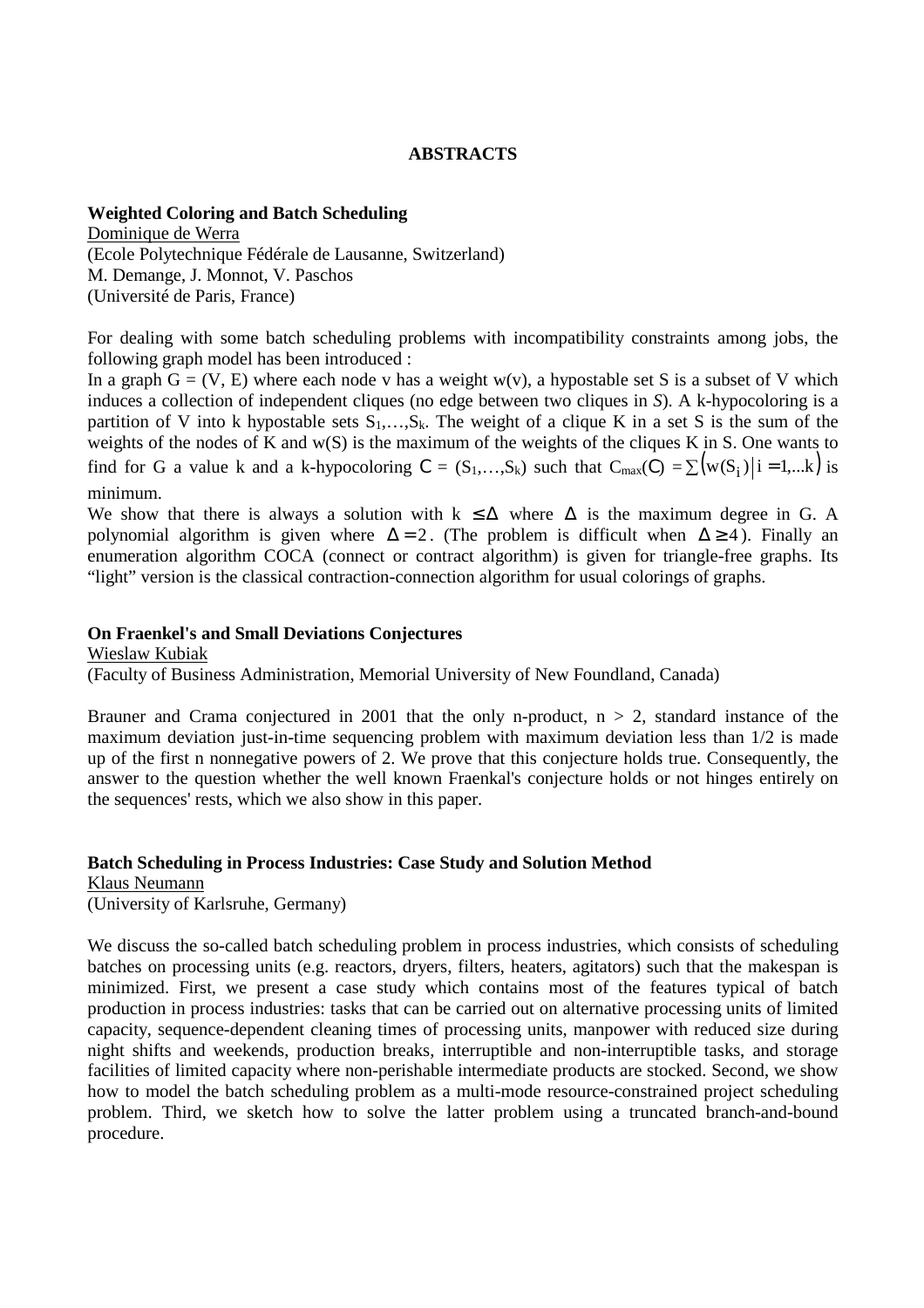# ABSTRACTS

**Weighted Coloring and Batch Scheduling**

Dominique de Werra
(Ecole Polytechnique Fédérale de Lausanne, Switzerland)
M. Demange, J. Monnot, V. Paschos
(Université de Paris, France)

For dealing with some batch scheduling problems with incompatibility constraints among jobs, the following graph model has been introduced :
In a graph G = (V, E) where each node v has a weight w(v), a hypostable set S is a subset of V which induces a collection of independent cliques (no edge between two cliques in *S*). A k-hypocoloring is a partition of V into k hypostable sets $S_1,\ldots,S_k$. The weight of a clique K in a set S is the sum of the weights of the nodes of K and w(S) is the maximum of the weights of the cliques K in S. One wants to find for G a value k and a k-hypocoloring $\mathcal{C} = (S_1,\ldots,S_k)$ such that $C_{max}(\mathcal{C}) = \sum\left(w(S_i) \,\middle|\, i = 1,\ldots k\right)$ is minimum.
We show that there is always a solution with $k \leq \Delta$ where $\Delta$ is the maximum degree in G. A polynomial algorithm is given where $\Delta = 2$. (The problem is difficult when $\Delta \geq 4$). Finally an enumeration algorithm COCA (connect or contract algorithm) is given for triangle-free graphs. Its "light" version is the classical contraction-connection algorithm for usual colorings of graphs.

**On Fraenkel's and Small Deviations Conjectures**

Wieslaw Kubiak
(Faculty of Business Administration, Memorial University of New Foundland, Canada)

Brauner and Crama conjectured in 2001 that the only n-product, n > 2, standard instance of the maximum deviation just-in-time sequencing problem with maximum deviation less than 1/2 is made up of the first n nonnegative powers of 2. We prove that this conjecture holds true. Consequently, the answer to the question whether the well known Fraenkal's conjecture holds or not hinges entirely on the sequences' rests, which we also show in this paper.

**Batch Scheduling in Process Industries: Case Study and Solution Method**

Klaus Neumann
(University of Karlsruhe, Germany)

We discuss the so-called batch scheduling problem in process industries, which consists of scheduling batches on processing units (e.g. reactors, dryers, filters, heaters, agitators) such that the makespan is minimized. First, we present a case study which contains most of the features typical of batch production in process industries: tasks that can be carried out on alternative processing units of limited capacity, sequence-dependent cleaning times of processing units, manpower with reduced size during night shifts and weekends, production breaks, interruptible and non-interruptible tasks, and storage facilities of limited capacity where non-perishable intermediate products are stocked. Second, we show how to model the batch scheduling problem as a multi-mode resource-constrained project scheduling problem. Third, we sketch how to solve the latter problem using a truncated branch-and-bound procedure.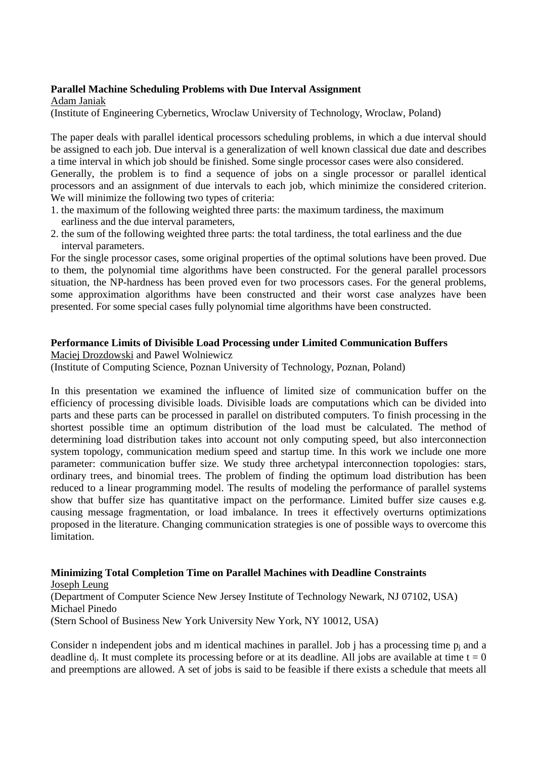**Parallel Machine Scheduling Problems with Due Interval Assignment**

Adam Janiak

(Institute of Engineering Cybernetics, Wroclaw University of Technology, Wroclaw, Poland)

The paper deals with parallel identical processors scheduling problems, in which a due interval should be assigned to each job. Due interval is a generalization of well known classical due date and describes a time interval in which job should be finished. Some single processor cases were also considered.
Generally, the problem is to find a sequence of jobs on a single processor or parallel identical processors and an assignment of due intervals to each job, which minimize the considered criterion. We will minimize the following two types of criteria:

1. the maximum of the following weighted three parts: the maximum tardiness, the maximum earliness and the due interval parameters,
2. the sum of the following weighted three parts: the total tardiness, the total earliness and the due interval parameters.

For the single processor cases, some original properties of the optimal solutions have been proved. Due to them, the polynomial time algorithms have been constructed. For the general parallel processors situation, the NP-hardness has been proved even for two processors cases. For the general problems, some approximation algorithms have been constructed and their worst case analyzes have been presented. For some special cases fully polynomial time algorithms have been constructed.

**Performance Limits of Divisible Load Processing under Limited Communication Buffers**

Maciej Drozdowski and Pawel Wolniewicz

(Institute of Computing Science, Poznan University of Technology, Poznan, Poland)

In this presentation we examined the influence of limited size of communication buffer on the efficiency of processing divisible loads. Divisible loads are computations which can be divided into parts and these parts can be processed in parallel on distributed computers. To finish processing in the shortest possible time an optimum distribution of the load must be calculated. The method of determining load distribution takes into account not only computing speed, but also interconnection system topology, communication medium speed and startup time. In this work we include one more parameter: communication buffer size. We study three archetypal interconnection topologies: stars, ordinary trees, and binomial trees. The problem of finding the optimum load distribution has been reduced to a linear programming model. The results of modeling the performance of parallel systems show that buffer size has quantitative impact on the performance. Limited buffer size causes e.g. causing message fragmentation, or load imbalance. In trees it effectively overturns optimizations proposed in the literature. Changing communication strategies is one of possible ways to overcome this limitation.

**Minimizing Total Completion Time on Parallel Machines with Deadline Constraints**

Joseph Leung

(Department of Computer Science New Jersey Institute of Technology Newark, NJ 07102, USA)

Michael Pinedo

(Stern School of Business New York University New York, NY 10012, USA)

Consider n independent jobs and m identical machines in parallel. Job j has a processing time $p_j$ and a deadline $d_j$. It must complete its processing before or at its deadline. All jobs are available at time $t = 0$ and preemptions are allowed. A set of jobs is said to be feasible if there exists a schedule that meets all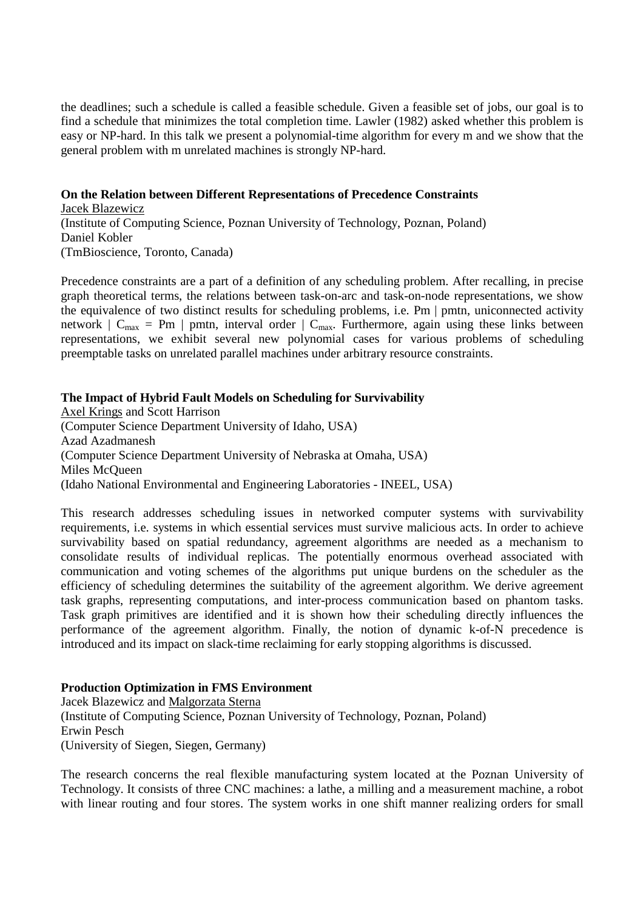the deadlines; such a schedule is called a feasible schedule. Given a feasible set of jobs, our goal is to find a schedule that minimizes the total completion time. Lawler (1982) asked whether this problem is easy or NP-hard. In this talk we present a polynomial-time algorithm for every m and we show that the general problem with m unrelated machines is strongly NP-hard.

**On the Relation between Different Representations of Precedence Constraints**
Jacek Blazewicz
(Institute of Computing Science, Poznan University of Technology, Poznan, Poland)
Daniel Kobler
(TmBioscience, Toronto, Canada)

Precedence constraints are a part of a definition of any scheduling problem. After recalling, in precise graph theoretical terms, the relations between task-on-arc and task-on-node representations, we show the equivalence of two distinct results for scheduling problems, i.e. Pm | pmtn, uniconnected activity network | $C_{max}$ = Pm | pmtn, interval order | $C_{max}$. Furthermore, again using these links between representations, we exhibit several new polynomial cases for various problems of scheduling preemptable tasks on unrelated parallel machines under arbitrary resource constraints.

**The Impact of Hybrid Fault Models on Scheduling for Survivability**
Axel Krings and Scott Harrison
(Computer Science Department University of Idaho, USA)
Azad Azadmanesh
(Computer Science Department University of Nebraska at Omaha, USA)
Miles McQueen
(Idaho National Environmental and Engineering Laboratories - INEEL, USA)

This research addresses scheduling issues in networked computer systems with survivability requirements, i.e. systems in which essential services must survive malicious acts. In order to achieve survivability based on spatial redundancy, agreement algorithms are needed as a mechanism to consolidate results of individual replicas. The potentially enormous overhead associated with communication and voting schemes of the algorithms put unique burdens on the scheduler as the efficiency of scheduling determines the suitability of the agreement algorithm. We derive agreement task graphs, representing computations, and inter-process communication based on phantom tasks. Task graph primitives are identified and it is shown how their scheduling directly influences the performance of the agreement algorithm. Finally, the notion of dynamic k-of-N precedence is introduced and its impact on slack-time reclaiming for early stopping algorithms is discussed.

**Production Optimization in FMS Environment**
Jacek Blazewicz and Malgorzata Sterna
(Institute of Computing Science, Poznan University of Technology, Poznan, Poland)
Erwin Pesch
(University of Siegen, Siegen, Germany)

The research concerns the real flexible manufacturing system located at the Poznan University of Technology. It consists of three CNC machines: a lathe, a milling and a measurement machine, a robot with linear routing and four stores. The system works in one shift manner realizing orders for small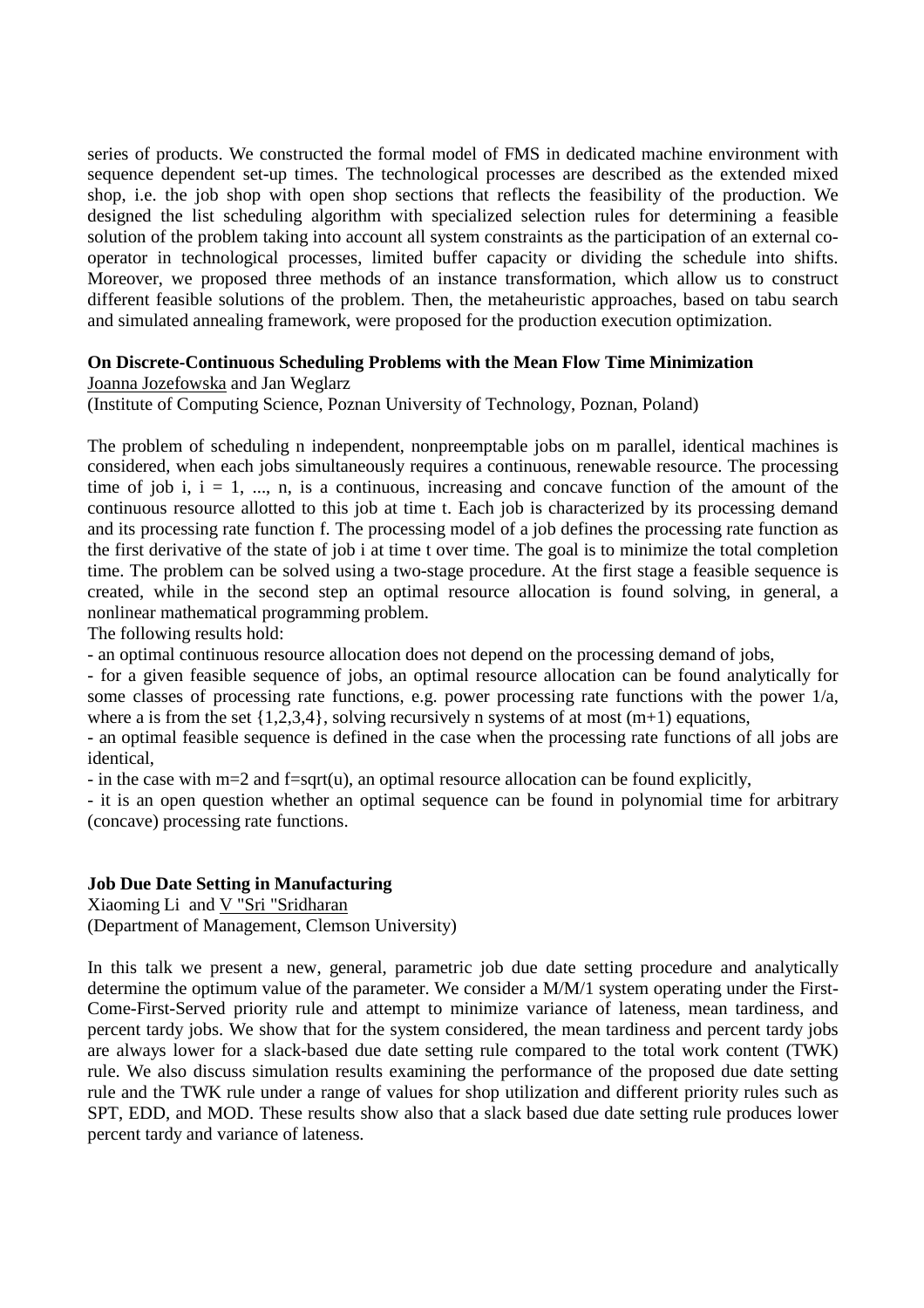series of products. We constructed the formal model of FMS in dedicated machine environment with sequence dependent set-up times. The technological processes are described as the extended mixed shop, i.e. the job shop with open shop sections that reflects the feasibility of the production. We designed the list scheduling algorithm with specialized selection rules for determining a feasible solution of the problem taking into account all system constraints as the participation of an external co-operator in technological processes, limited buffer capacity or dividing the schedule into shifts. Moreover, we proposed three methods of an instance transformation, which allow us to construct different feasible solutions of the problem. Then, the metaheuristic approaches, based on tabu search and simulated annealing framework, were proposed for the production execution optimization.

**On Discrete-Continuous Scheduling Problems with the Mean Flow Time Minimization**

Joanna Jozefowska and Jan Weglarz
(Institute of Computing Science, Poznan University of Technology, Poznan, Poland)

The problem of scheduling n independent, nonpreemptable jobs on m parallel, identical machines is considered, when each jobs simultaneously requires a continuous, renewable resource. The processing time of job i, i = 1, ..., n, is a continuous, increasing and concave function of the amount of the continuous resource allotted to this job at time t. Each job is characterized by its processing demand and its processing rate function f. The processing model of a job defines the processing rate function as the first derivative of the state of job i at time t over time. The goal is to minimize the total completion time. The problem can be solved using a two-stage procedure. At the first stage a feasible sequence is created, while in the second step an optimal resource allocation is found solving, in general, a nonlinear mathematical programming problem.

The following results hold:

- an optimal continuous resource allocation does not depend on the processing demand of jobs,
- for a given feasible sequence of jobs, an optimal resource allocation can be found analytically for some classes of processing rate functions, e.g. power processing rate functions with the power 1/a, where a is from the set {1,2,3,4}, solving recursively n systems of at most (m+1) equations,
- an optimal feasible sequence is defined in the case when the processing rate functions of all jobs are identical,
- in the case with m=2 and f=sqrt(u), an optimal resource allocation can be found explicitly,
- it is an open question whether an optimal sequence can be found in polynomial time for arbitrary (concave) processing rate functions.

**Job Due Date Setting in Manufacturing**

Xiaoming Li and V "Sri "Sridharan
(Department of Management, Clemson University)

In this talk we present a new, general, parametric job due date setting procedure and analytically determine the optimum value of the parameter. We consider a M/M/1 system operating under the First-Come-First-Served priority rule and attempt to minimize variance of lateness, mean tardiness, and percent tardy jobs. We show that for the system considered, the mean tardiness and percent tardy jobs are always lower for a slack-based due date setting rule compared to the total work content (TWK) rule. We also discuss simulation results examining the performance of the proposed due date setting rule and the TWK rule under a range of values for shop utilization and different priority rules such as SPT, EDD, and MOD. These results show also that a slack based due date setting rule produces lower percent tardy and variance of lateness.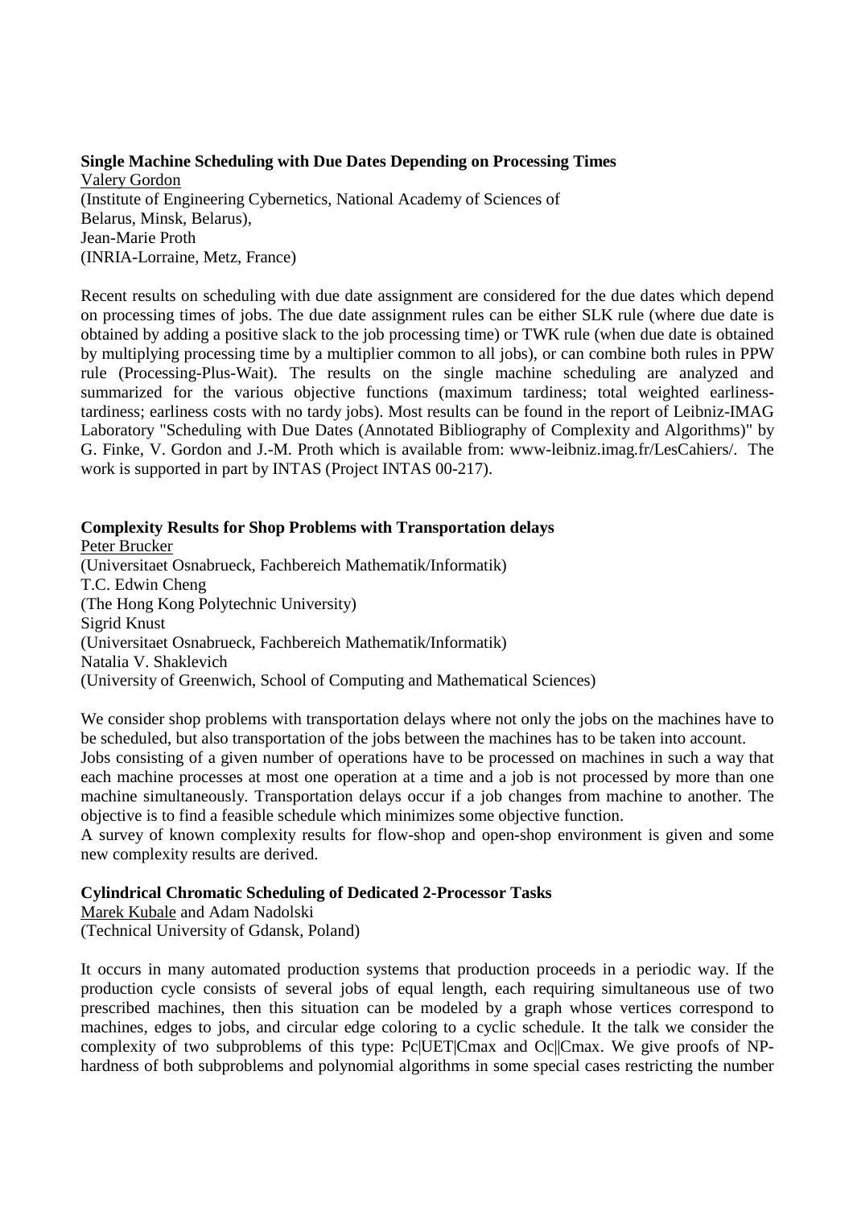**Single Machine Scheduling with Due Dates Depending on Processing Times**

Valery Gordon
(Institute of Engineering Cybernetics, National Academy of Sciences of Belarus, Minsk, Belarus),
Jean-Marie Proth
(INRIA-Lorraine, Metz, France)

Recent results on scheduling with due date assignment are considered for the due dates which depend on processing times of jobs. The due date assignment rules can be either SLK rule (where due date is obtained by adding a positive slack to the job processing time) or TWK rule (when due date is obtained by multiplying processing time by a multiplier common to all jobs), or can combine both rules in PPW rule (Processing-Plus-Wait). The results on the single machine scheduling are analyzed and summarized for the various objective functions (maximum tardiness; total weighted earliness-tardiness; earliness costs with no tardy jobs). Most results can be found in the report of Leibniz-IMAG Laboratory "Scheduling with Due Dates (Annotated Bibliography of Complexity and Algorithms)" by G. Finke, V. Gordon and J.-M. Proth which is available from: www-leibniz.imag.fr/LesCahiers/. The work is supported in part by INTAS (Project INTAS 00-217).

**Complexity Results for Shop Problems with Transportation delays**

Peter Brucker
(Universitaet Osnabrueck, Fachbereich Mathematik/Informatik)
T.C. Edwin Cheng
(The Hong Kong Polytechnic University)
Sigrid Knust
(Universitaet Osnabrueck, Fachbereich Mathematik/Informatik)
Natalia V. Shaklevich
(University of Greenwich, School of Computing and Mathematical Sciences)

We consider shop problems with transportation delays where not only the jobs on the machines have to be scheduled, but also transportation of the jobs between the machines has to be taken into account.
Jobs consisting of a given number of operations have to be processed on machines in such a way that each machine processes at most one operation at a time and a job is not processed by more than one machine simultaneously. Transportation delays occur if a job changes from machine to another. The objective is to find a feasible schedule which minimizes some objective function.
A survey of known complexity results for flow-shop and open-shop environment is given and some new complexity results are derived.

**Cylindrical Chromatic Scheduling of Dedicated 2-Processor Tasks**

Marek Kubale and Adam Nadolski
(Technical University of Gdansk, Poland)

It occurs in many automated production systems that production proceeds in a periodic way. If the production cycle consists of several jobs of equal length, each requiring simultaneous use of two prescribed machines, then this situation can be modeled by a graph whose vertices correspond to machines, edges to jobs, and circular edge coloring to a cyclic schedule. It the talk we consider the complexity of two subproblems of this type: Pc|UET|Cmax and Oc||Cmax. We give proofs of NP-hardness of both subproblems and polynomial algorithms in some special cases restricting the number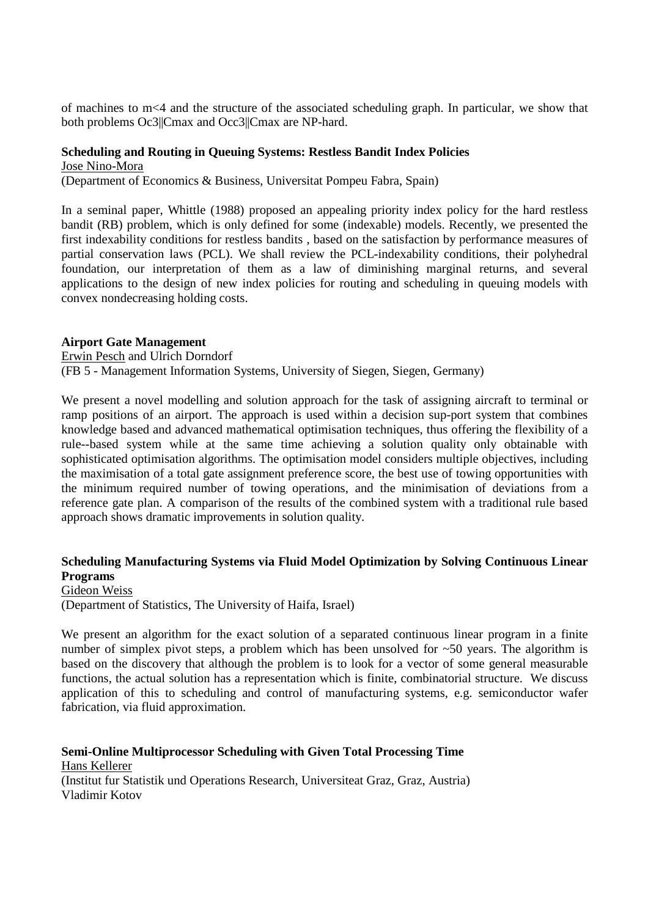of machines to $m<4$ and the structure of the associated scheduling graph. In particular, we show that both problems $Oc3||C_{max}$ and $Occ3||C_{max}$ are NP-hard.

**Scheduling and Routing in Queuing Systems: Restless Bandit Index Policies**

Jose Nino-Mora

(Department of Economics & Business, Universitat Pompeu Fabra, Spain)

In a seminal paper, Whittle (1988) proposed an appealing priority index policy for the hard restless bandit (RB) problem, which is only defined for some (indexable) models. Recently, we presented the first indexability conditions for restless bandits , based on the satisfaction by performance measures of partial conservation laws (PCL). We shall review the PCL-indexability conditions, their polyhedral foundation, our interpretation of them as a law of diminishing marginal returns, and several applications to the design of new index policies for routing and scheduling in queuing models with convex nondecreasing holding costs.

**Airport Gate Management**

Erwin Pesch and Ulrich Dorndorf

(FB 5 - Management Information Systems, University of Siegen, Siegen, Germany)

We present a novel modelling and solution approach for the task of assigning aircraft to terminal or ramp positions of an airport. The approach is used within a decision sup-port system that combines knowledge based and advanced mathematical optimisation techniques, thus offering the flexibility of a rule--based system while at the same time achieving a solution quality only obtainable with sophisticated optimisation algorithms. The optimisation model considers multiple objectives, including the maximisation of a total gate assignment preference score, the best use of towing opportunities with the minimum required number of towing operations, and the minimisation of deviations from a reference gate plan. A comparison of the results of the combined system with a traditional rule based approach shows dramatic improvements in solution quality.

**Scheduling Manufacturing Systems via Fluid Model Optimization by Solving Continuous Linear Programs**

Gideon Weiss

(Department of Statistics, The University of Haifa, Israel)

We present an algorithm for the exact solution of a separated continuous linear program in a finite number of simplex pivot steps, a problem which has been unsolved for ~50 years. The algorithm is based on the discovery that although the problem is to look for a vector of some general measurable functions, the actual solution has a representation which is finite, combinatorial structure. We discuss application of this to scheduling and control of manufacturing systems, e.g. semiconductor wafer fabrication, via fluid approximation.

**Semi-Online Multiprocessor Scheduling with Given Total Processing Time**

Hans Kellerer

(Institut fur Statistik und Operations Research, Universiteat Graz, Graz, Austria)

Vladimir Kotov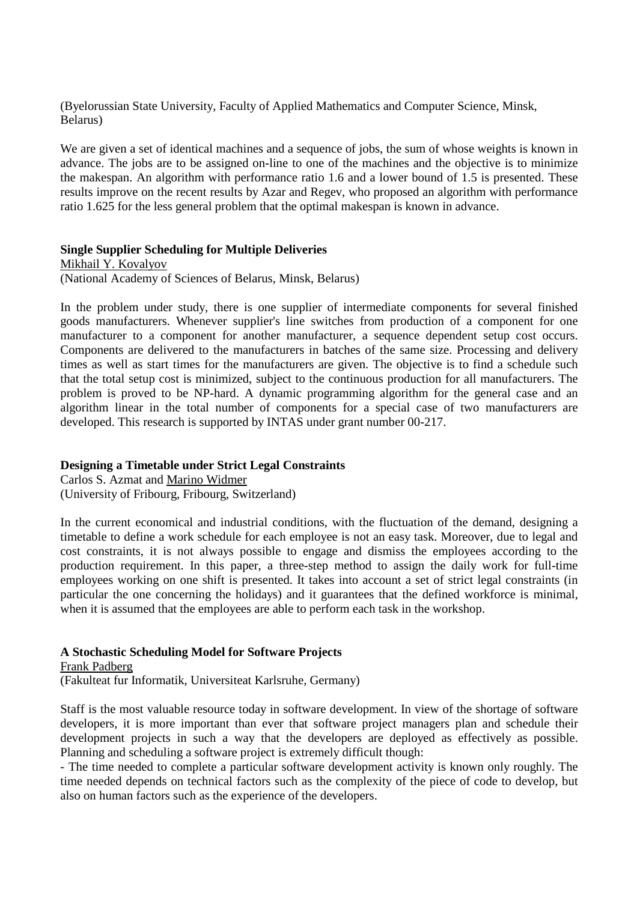(Byelorussian State University, Faculty of Applied Mathematics and Computer Science, Minsk, Belarus)

We are given a set of identical machines and a sequence of jobs, the sum of whose weights is known in advance. The jobs are to be assigned on-line to one of the machines and the objective is to minimize the makespan. An algorithm with performance ratio 1.6 and a lower bound of 1.5 is presented. These results improve on the recent results by Azar and Regev, who proposed an algorithm with performance ratio 1.625 for the less general problem that the optimal makespan is known in advance.

**Single Supplier Scheduling for Multiple Deliveries**
Mikhail Y. Kovalyov
(National Academy of Sciences of Belarus, Minsk, Belarus)

In the problem under study, there is one supplier of intermediate components for several finished goods manufacturers. Whenever supplier's line switches from production of a component for one manufacturer to a component for another manufacturer, a sequence dependent setup cost occurs. Components are delivered to the manufacturers in batches of the same size. Processing and delivery times as well as start times for the manufacturers are given. The objective is to find a schedule such that the total setup cost is minimized, subject to the continuous production for all manufacturers. The problem is proved to be NP-hard. A dynamic programming algorithm for the general case and an algorithm linear in the total number of components for a special case of two manufacturers are developed. This research is supported by INTAS under grant number 00-217.

**Designing a Timetable under Strict Legal Constraints**
Carlos S. Azmat and Marino Widmer
(University of Fribourg, Fribourg, Switzerland)

In the current economical and industrial conditions, with the fluctuation of the demand, designing a timetable to define a work schedule for each employee is not an easy task. Moreover, due to legal and cost constraints, it is not always possible to engage and dismiss the employees according to the production requirement. In this paper, a three-step method to assign the daily work for full-time employees working on one shift is presented. It takes into account a set of strict legal constraints (in particular the one concerning the holidays) and it guarantees that the defined workforce is minimal, when it is assumed that the employees are able to perform each task in the workshop.

**A Stochastic Scheduling Model for Software Projects**
Frank Padberg
(Fakulteat fur Informatik, Universiteat Karlsruhe, Germany)

Staff is the most valuable resource today in software development. In view of the shortage of software developers, it is more important than ever that software project managers plan and schedule their development projects in such a way that the developers are deployed as effectively as possible. Planning and scheduling a software project is extremely difficult though:

- The time needed to complete a particular software development activity is known only roughly. The time needed depends on technical factors such as the complexity of the piece of code to develop, but also on human factors such as the experience of the developers.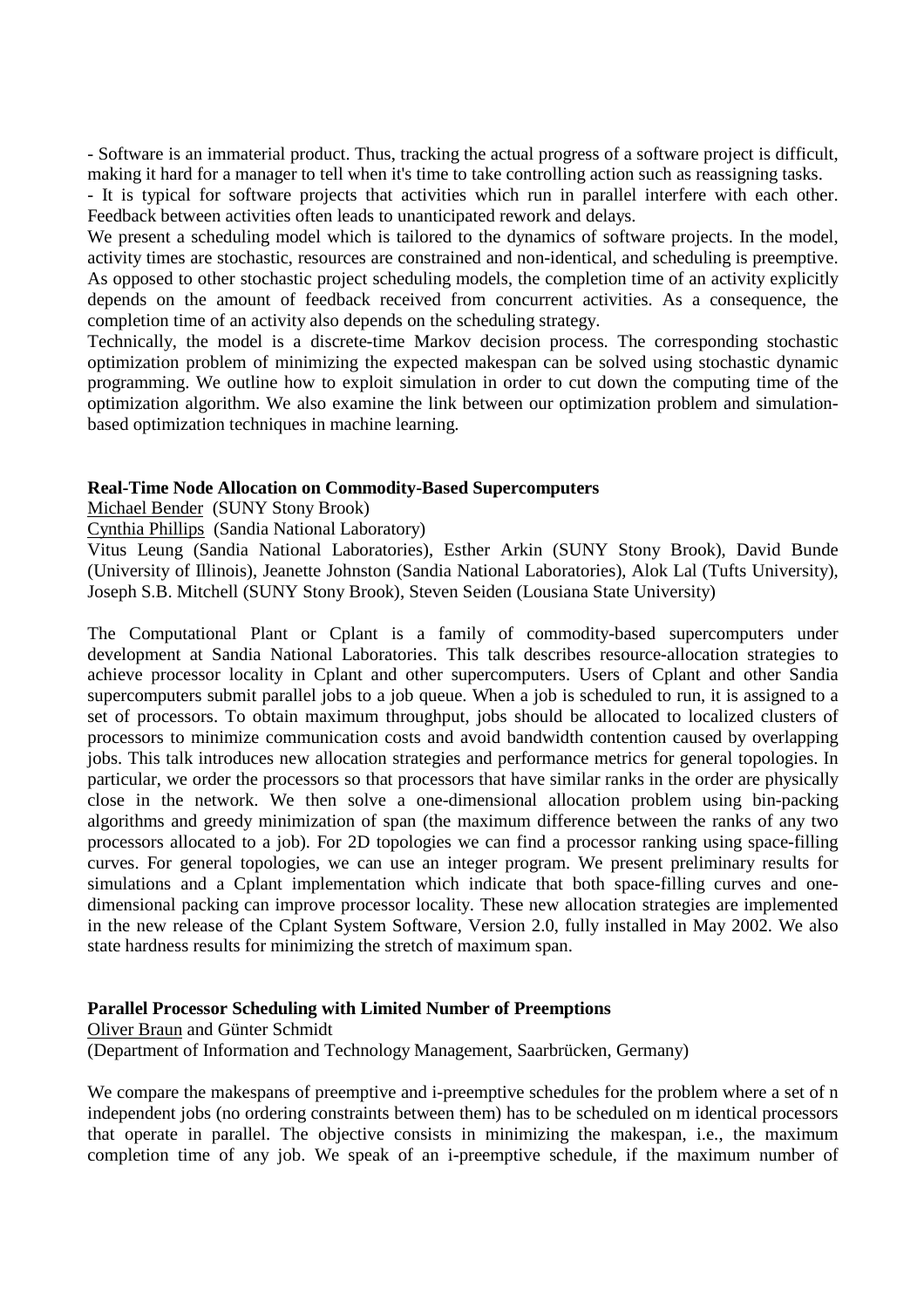- Software is an immaterial product. Thus, tracking the actual progress of a software project is difficult, making it hard for a manager to tell when it's time to take controlling action such as reassigning tasks.
- It is typical for software projects that activities which run in parallel interfere with each other. Feedback between activities often leads to unanticipated rework and delays.

We present a scheduling model which is tailored to the dynamics of software projects. In the model, activity times are stochastic, resources are constrained and non-identical, and scheduling is preemptive. As opposed to other stochastic project scheduling models, the completion time of an activity explicitly depends on the amount of feedback received from concurrent activities. As a consequence, the completion time of an activity also depends on the scheduling strategy.

Technically, the model is a discrete-time Markov decision process. The corresponding stochastic optimization problem of minimizing the expected makespan can be solved using stochastic dynamic programming. We outline how to exploit simulation in order to cut down the computing time of the optimization algorithm. We also examine the link between our optimization problem and simulation-based optimization techniques in machine learning.

**Real-Time Node Allocation on Commodity-Based Supercomputers**

Michael Bender (SUNY Stony Brook)

Cynthia Phillips (Sandia National Laboratory)

Vitus Leung (Sandia National Laboratories), Esther Arkin (SUNY Stony Brook), David Bunde (University of Illinois), Jeanette Johnston (Sandia National Laboratories), Alok Lal (Tufts University), Joseph S.B. Mitchell (SUNY Stony Brook), Steven Seiden (Lousiana State University)

The Computational Plant or Cplant is a family of commodity-based supercomputers under development at Sandia National Laboratories. This talk describes resource-allocation strategies to achieve processor locality in Cplant and other supercomputers. Users of Cplant and other Sandia supercomputers submit parallel jobs to a job queue. When a job is scheduled to run, it is assigned to a set of processors. To obtain maximum throughput, jobs should be allocated to localized clusters of processors to minimize communication costs and avoid bandwidth contention caused by overlapping jobs. This talk introduces new allocation strategies and performance metrics for general topologies. In particular, we order the processors so that processors that have similar ranks in the order are physically close in the network. We then solve a one-dimensional allocation problem using bin-packing algorithms and greedy minimization of span (the maximum difference between the ranks of any two processors allocated to a job). For 2D topologies we can find a processor ranking using space-filling curves. For general topologies, we can use an integer program. We present preliminary results for simulations and a Cplant implementation which indicate that both space-filling curves and one-dimensional packing can improve processor locality. These new allocation strategies are implemented in the new release of the Cplant System Software, Version 2.0, fully installed in May 2002. We also state hardness results for minimizing the stretch of maximum span.

**Parallel Processor Scheduling with Limited Number of Preemptions**

Oliver Braun and Günter Schmidt

(Department of Information and Technology Management, Saarbrücken, Germany)

We compare the makespans of preemptive and i-preemptive schedules for the problem where a set of n independent jobs (no ordering constraints between them) has to be scheduled on m identical processors that operate in parallel. The objective consists in minimizing the makespan, i.e., the maximum completion time of any job. We speak of an i-preemptive schedule, if the maximum number of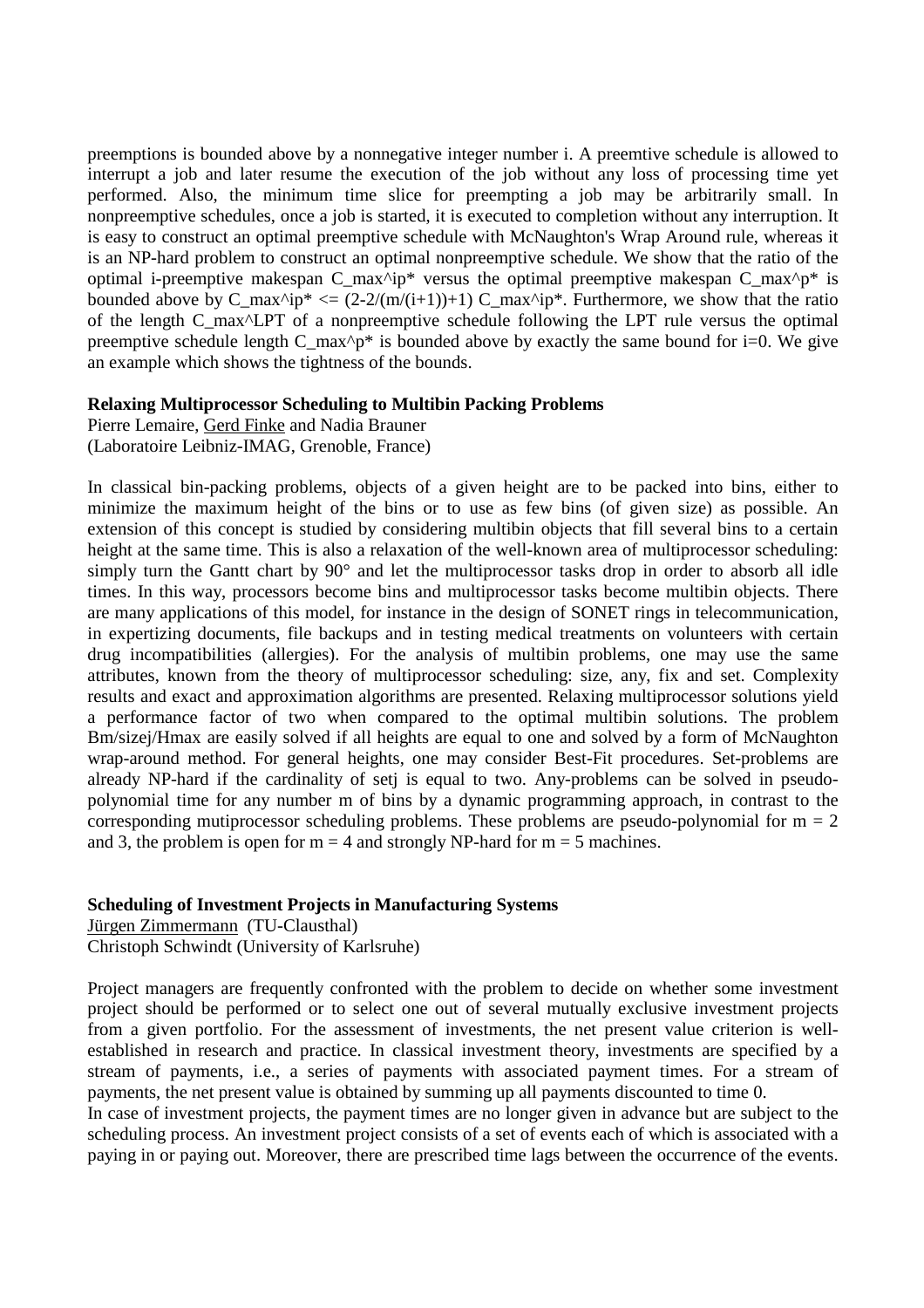preemptions is bounded above by a nonnegative integer number i. A preemtive schedule is allowed to interrupt a job and later resume the execution of the job without any loss of processing time yet performed. Also, the minimum time slice for preempting a job may be arbitrarily small. In nonpreemptive schedules, once a job is started, it is executed to completion without any interruption. It is easy to construct an optimal preemptive schedule with McNaughton's Wrap Around rule, whereas it is an NP-hard problem to construct an optimal nonpreemptive schedule. We show that the ratio of the optimal i-preemptive makespan $C_{max}^{ip*}$ versus the optimal preemptive makespan $C_{max}^{p*}$ is bounded above by $C_{max}^{ip*} \le (2-2/(m/(i+1))+1)\, C_{max}^{ip*}$. Furthermore, we show that the ratio of the length $C_{max}^{LPT}$ of a nonpreemptive schedule following the LPT rule versus the optimal preemptive schedule length $C_{max}^{p*}$ is bounded above by exactly the same bound for $i=0$. We give an example which shows the tightness of the bounds.

**Relaxing Multiprocessor Scheduling to Multibin Packing Problems**
Pierre Lemaire, Gerd Finke and Nadia Brauner
(Laboratoire Leibniz-IMAG, Grenoble, France)

In classical bin-packing problems, objects of a given height are to be packed into bins, either to minimize the maximum height of the bins or to use as few bins (of given size) as possible. An extension of this concept is studied by considering multibin objects that fill several bins to a certain height at the same time. This is also a relaxation of the well-known area of multiprocessor scheduling: simply turn the Gantt chart by 90° and let the multiprocessor tasks drop in order to absorb all idle times. In this way, processors become bins and multiprocessor tasks become multibin objects. There are many applications of this model, for instance in the design of SONET rings in telecommunication, in expertizing documents, file backups and in testing medical treatments on volunteers with certain drug incompatibilities (allergies). For the analysis of multibin problems, one may use the same attributes, known from the theory of multiprocessor scheduling: size, any, fix and set. Complexity results and exact and approximation algorithms are presented. Relaxing multiprocessor solutions yield a performance factor of two when compared to the optimal multibin solutions. The problem Bm/sizej/Hmax are easily solved if all heights are equal to one and solved by a form of McNaughton wrap-around method. For general heights, one may consider Best-Fit procedures. Set-problems are already NP-hard if the cardinality of setj is equal to two. Any-problems can be solved in pseudo-polynomial time for any number m of bins by a dynamic programming approach, in contrast to the corresponding mutiprocessor scheduling problems. These problems are pseudo-polynomial for $m = 2$ and 3, the problem is open for $m = 4$ and strongly NP-hard for $m = 5$ machines.

**Scheduling of Investment Projects in Manufacturing Systems**
Jürgen Zimmermann (TU-Clausthal)
Christoph Schwindt (University of Karlsruhe)

Project managers are frequently confronted with the problem to decide on whether some investment project should be performed or to select one out of several mutually exclusive investment projects from a given portfolio. For the assessment of investments, the net present value criterion is well-established in research and practice. In classical investment theory, investments are specified by a stream of payments, i.e., a series of payments with associated payment times. For a stream of payments, the net present value is obtained by summing up all payments discounted to time 0.
In case of investment projects, the payment times are no longer given in advance but are subject to the scheduling process. An investment project consists of a set of events each of which is associated with a paying in or paying out. Moreover, there are prescribed time lags between the occurrence of the events.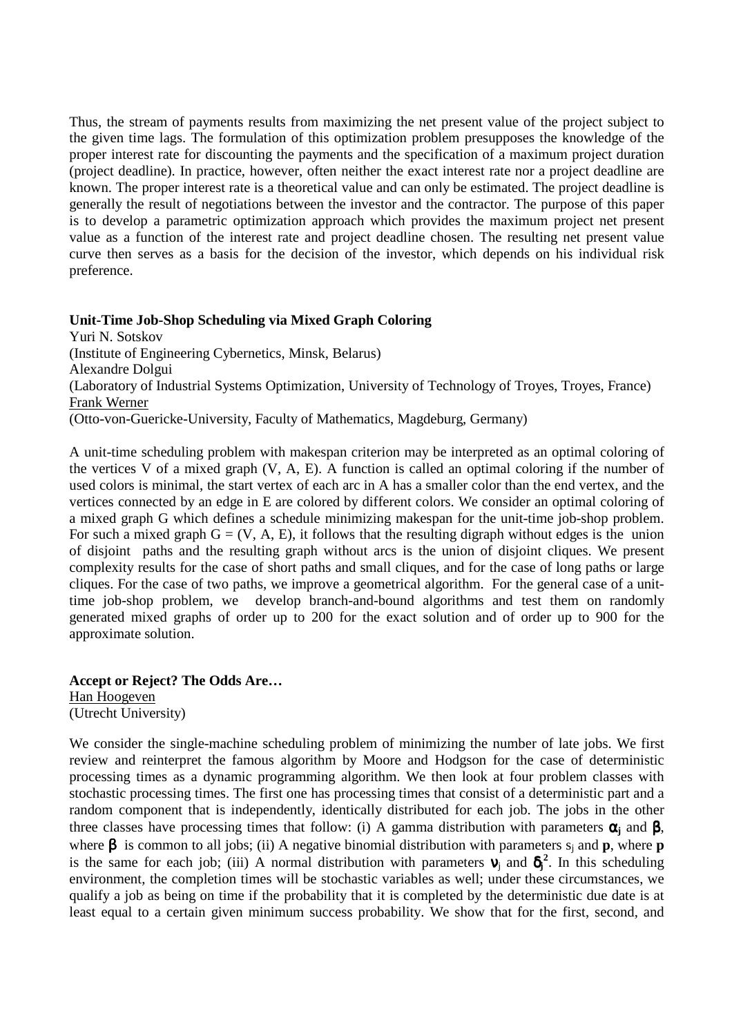Thus, the stream of payments results from maximizing the net present value of the project subject to the given time lags. The formulation of this optimization problem presupposes the knowledge of the proper interest rate for discounting the payments and the specification of a maximum project duration (project deadline). In practice, however, often neither the exact interest rate nor a project deadline are known. The proper interest rate is a theoretical value and can only be estimated. The project deadline is generally the result of negotiations between the investor and the contractor. The purpose of this paper is to develop a parametric optimization approach which provides the maximum project net present value as a function of the interest rate and project deadline chosen. The resulting net present value curve then serves as a basis for the decision of the investor, which depends on his individual risk preference.

**Unit-Time Job-Shop Scheduling via Mixed Graph Coloring**

Yuri N. Sotskov
(Institute of Engineering Cybernetics, Minsk, Belarus)
Alexandre Dolgui
(Laboratory of Industrial Systems Optimization, University of Technology of Troyes, Troyes, France)
Frank Werner
(Otto-von-Guericke-University, Faculty of Mathematics, Magdeburg, Germany)

A unit-time scheduling problem with makespan criterion may be interpreted as an optimal coloring of the vertices V of a mixed graph (V, A, E). A function is called an optimal coloring if the number of used colors is minimal, the start vertex of each arc in A has a smaller color than the end vertex, and the vertices connected by an edge in E are colored by different colors. We consider an optimal coloring of a mixed graph G which defines a schedule minimizing makespan for the unit-time job-shop problem. For such a mixed graph G = (V, A, E), it follows that the resulting digraph without edges is the union of disjoint paths and the resulting graph without arcs is the union of disjoint cliques. We present complexity results for the case of short paths and small cliques, and for the case of long paths or large cliques. For the case of two paths, we improve a geometrical algorithm. For the general case of a unit-time job-shop problem, we develop branch-and-bound algorithms and test them on randomly generated mixed graphs of order up to 200 for the exact solution and of order up to 900 for the approximate solution.

**Accept or Reject? The Odds Are…**

Han Hoogeven
(Utrecht University)

We consider the single-machine scheduling problem of minimizing the number of late jobs. We first review and reinterpret the famous algorithm by Moore and Hodgson for the case of deterministic processing times as a dynamic programming algorithm. We then look at four problem classes with stochastic processing times. The first one has processing times that consist of a deterministic part and a random component that is independently, identically distributed for each job. The jobs in the other three classes have processing times that follow: (i) A gamma distribution with parameters $\alpha_j$ and $\beta$, where $\beta$ is common to all jobs; (ii) A negative binomial distribution with parameters $s_j$ and **p**, where **p** is the same for each job; (iii) A normal distribution with parameters $\nu_j$ and $\delta_j^2$. In this scheduling environment, the completion times will be stochastic variables as well; under these circumstances, we qualify a job as being on time if the probability that it is completed by the deterministic due date is at least equal to a certain given minimum success probability. We show that for the first, second, and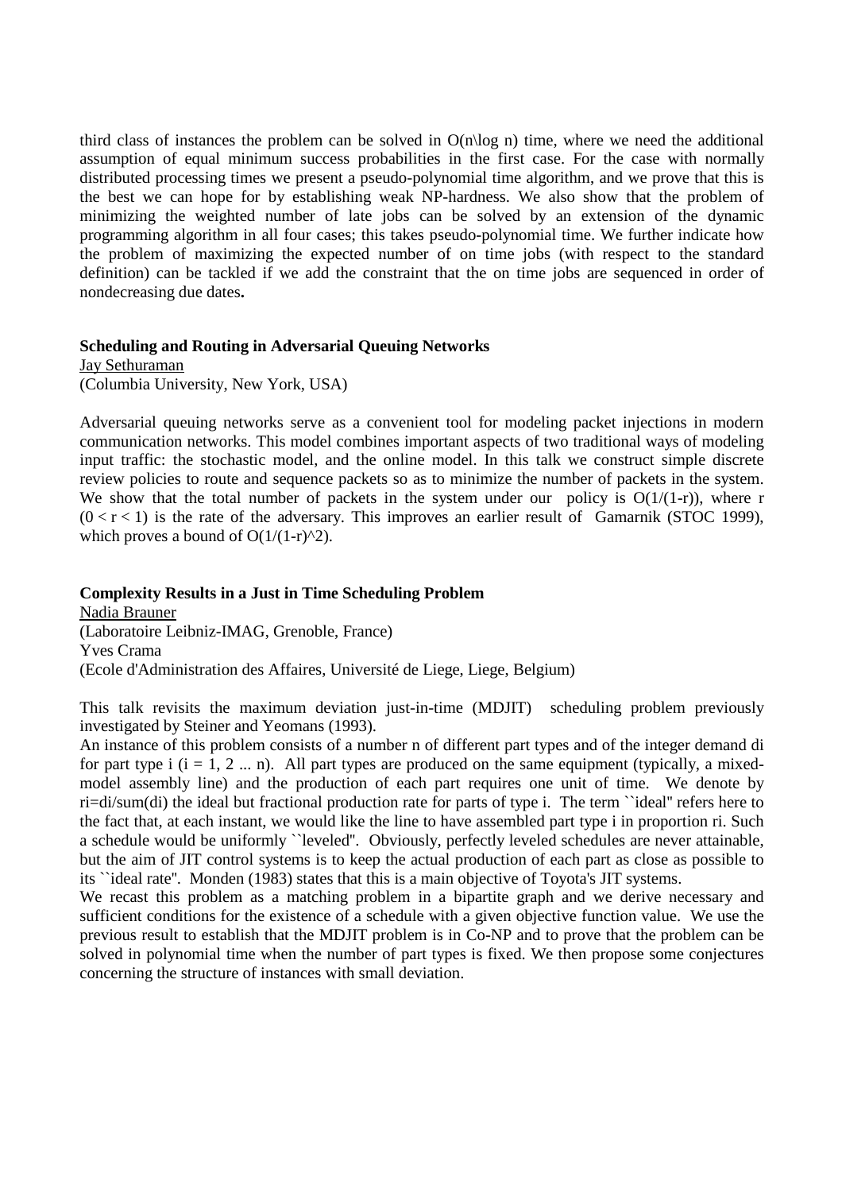third class of instances the problem can be solved in $O(n\log n)$ time, where we need the additional assumption of equal minimum success probabilities in the first case. For the case with normally distributed processing times we present a pseudo-polynomial time algorithm, and we prove that this is the best we can hope for by establishing weak NP-hardness. We also show that the problem of minimizing the weighted number of late jobs can be solved by an extension of the dynamic programming algorithm in all four cases; this takes pseudo-polynomial time. We further indicate how the problem of maximizing the expected number of on time jobs (with respect to the standard definition) can be tackled if we add the constraint that the on time jobs are sequenced in order of nondecreasing due dates**.**

### Scheduling and Routing in Adversarial Queuing Networks

Jay Sethuraman
(Columbia University, New York, USA)

Adversarial queuing networks serve as a convenient tool for modeling packet injections in modern communication networks. This model combines important aspects of two traditional ways of modeling input traffic: the stochastic model, and the online model. In this talk we construct simple discrete review policies to route and sequence packets so as to minimize the number of packets in the system. We show that the total number of packets in the system under our policy is $O(1/(1-r))$, where r $(0 < r < 1)$ is the rate of the adversary. This improves an earlier result of Gamarnik (STOC 1999), which proves a bound of $O(1/(1-r)^2)$.

### Complexity Results in a Just in Time Scheduling Problem

Nadia Brauner
(Laboratoire Leibniz-IMAG, Grenoble, France)
Yves Crama
(Ecole d'Administration des Affaires, Université de Liege, Liege, Belgium)

This talk revisits the maximum deviation just-in-time (MDJIT) scheduling problem previously investigated by Steiner and Yeomans (1993).
An instance of this problem consists of a number n of different part types and of the integer demand $d_i$ for part type i ($i = 1, 2 \ldots n$). All part types are produced on the same equipment (typically, a mixed-model assembly line) and the production of each part requires one unit of time. We denote by $r_i=d_i/\mathrm{sum}(d_i)$ the ideal but fractional production rate for parts of type i. The term ``ideal'' refers here to the fact that, at each instant, we would like the line to have assembled part type i in proportion $r_i$. Such a schedule would be uniformly ``leveled''. Obviously, perfectly leveled schedules are never attainable, but the aim of JIT control systems is to keep the actual production of each part as close as possible to its ``ideal rate''. Monden (1983) states that this is a main objective of Toyota's JIT systems.
We recast this problem as a matching problem in a bipartite graph and we derive necessary and sufficient conditions for the existence of a schedule with a given objective function value. We use the previous result to establish that the MDJIT problem is in Co-NP and to prove that the problem can be solved in polynomial time when the number of part types is fixed. We then propose some conjectures concerning the structure of instances with small deviation.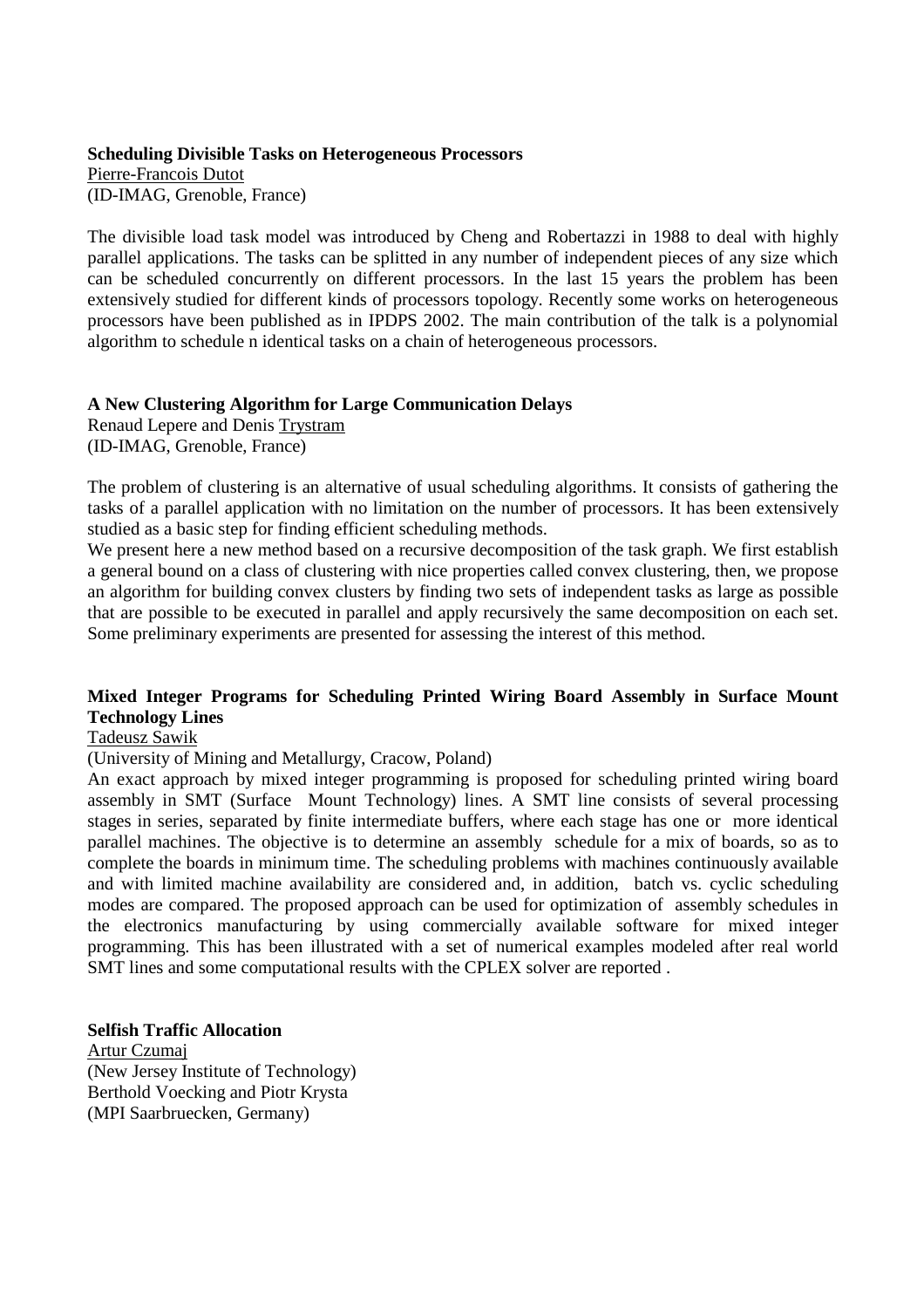**Scheduling Divisible Tasks on Heterogeneous Processors**
Pierre-Francois Dutot
(ID-IMAG, Grenoble, France)

The divisible load task model was introduced by Cheng and Robertazzi in 1988 to deal with highly parallel applications. The tasks can be splitted in any number of independent pieces of any size which can be scheduled concurrently on different processors. In the last 15 years the problem has been extensively studied for different kinds of processors topology. Recently some works on heterogeneous processors have been published as in IPDPS 2002. The main contribution of the talk is a polynomial algorithm to schedule n identical tasks on a chain of heterogeneous processors.

**A New Clustering Algorithm for Large Communication Delays**
Renaud Lepere and Denis Trystram
(ID-IMAG, Grenoble, France)

The problem of clustering is an alternative of usual scheduling algorithms. It consists of gathering the tasks of a parallel application with no limitation on the number of processors. It has been extensively studied as a basic step for finding efficient scheduling methods.
We present here a new method based on a recursive decomposition of the task graph. We first establish a general bound on a class of clustering with nice properties called convex clustering, then, we propose an algorithm for building convex clusters by finding two sets of independent tasks as large as possible that are possible to be executed in parallel and apply recursively the same decomposition on each set. Some preliminary experiments are presented for assessing the interest of this method.

**Mixed Integer Programs for Scheduling Printed Wiring Board Assembly in Surface Mount Technology Lines**
Tadeusz Sawik
(University of Mining and Metallurgy, Cracow, Poland)
An exact approach by mixed integer programming is proposed for scheduling printed wiring board assembly in SMT (Surface Mount Technology) lines. A SMT line consists of several processing stages in series, separated by finite intermediate buffers, where each stage has one or more identical parallel machines. The objective is to determine an assembly schedule for a mix of boards, so as to complete the boards in minimum time. The scheduling problems with machines continuously available and with limited machine availability are considered and, in addition, batch vs. cyclic scheduling modes are compared. The proposed approach can be used for optimization of assembly schedules in the electronics manufacturing by using commercially available software for mixed integer programming. This has been illustrated with a set of numerical examples modeled after real world SMT lines and some computational results with the CPLEX solver are reported .

**Selfish Traffic Allocation**
Artur Czumaj
(New Jersey Institute of Technology)
Berthold Voecking and Piotr Krysta
(MPI Saarbruecken, Germany)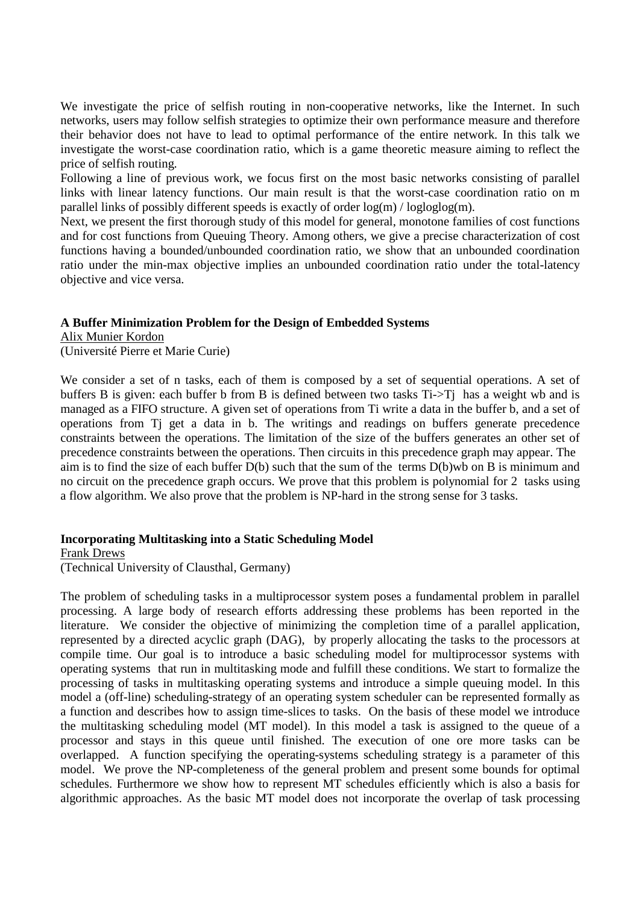We investigate the price of selfish routing in non-cooperative networks, like the Internet. In such networks, users may follow selfish strategies to optimize their own performance measure and therefore their behavior does not have to lead to optimal performance of the entire network. In this talk we investigate the worst-case coordination ratio, which is a game theoretic measure aiming to reflect the price of selfish routing.

Following a line of previous work, we focus first on the most basic networks consisting of parallel links with linear latency functions. Our main result is that the worst-case coordination ratio on m parallel links of possibly different speeds is exactly of order $\log(m) / \log\log\log(m)$.

Next, we present the first thorough study of this model for general, monotone families of cost functions and for cost functions from Queuing Theory. Among others, we give a precise characterization of cost functions having a bounded/unbounded coordination ratio, we show that an unbounded coordination ratio under the min-max objective implies an unbounded coordination ratio under the total-latency objective and vice versa.

**A Buffer Minimization Problem for the Design of Embedded Systems**

Alix Munier Kordon

(Université Pierre et Marie Curie)

We consider a set of n tasks, each of them is composed by a set of sequential operations. A set of buffers B is given: each buffer b from B is defined between two tasks $T_i \rightarrow T_j$ has a weight $w_b$ and is managed as a FIFO structure. A given set of operations from $T_i$ write a data in the buffer b, and a set of operations from $T_j$ get a data in b. The writings and readings on buffers generate precedence constraints between the operations. The limitation of the size of the buffers generates an other set of precedence constraints between the operations. Then circuits in this precedence graph may appear. The aim is to find the size of each buffer D(b) such that the sum of the terms $D(b)w_b$ on B is minimum and no circuit on the precedence graph occurs. We prove that this problem is polynomial for 2 tasks using a flow algorithm. We also prove that the problem is NP-hard in the strong sense for 3 tasks.

**Incorporating Multitasking into a Static Scheduling Model**

Frank Drews

(Technical University of Clausthal, Germany)

The problem of scheduling tasks in a multiprocessor system poses a fundamental problem in parallel processing. A large body of research efforts addressing these problems has been reported in the literature. We consider the objective of minimizing the completion time of a parallel application, represented by a directed acyclic graph (DAG), by properly allocating the tasks to the processors at compile time. Our goal is to introduce a basic scheduling model for multiprocessor systems with operating systems that run in multitasking mode and fulfill these conditions. We start to formalize the processing of tasks in multitasking operating systems and introduce a simple queuing model. In this model a (off-line) scheduling-strategy of an operating system scheduler can be represented formally as a function and describes how to assign time-slices to tasks. On the basis of these model we introduce the multitasking scheduling model (MT model). In this model a task is assigned to the queue of a processor and stays in this queue until finished. The execution of one ore more tasks can be overlapped. A function specifying the operating-systems scheduling strategy is a parameter of this model. We prove the NP-completeness of the general problem and present some bounds for optimal schedules. Furthermore we show how to represent MT schedules efficiently which is also a basis for algorithmic approaches. As the basic MT model does not incorporate the overlap of task processing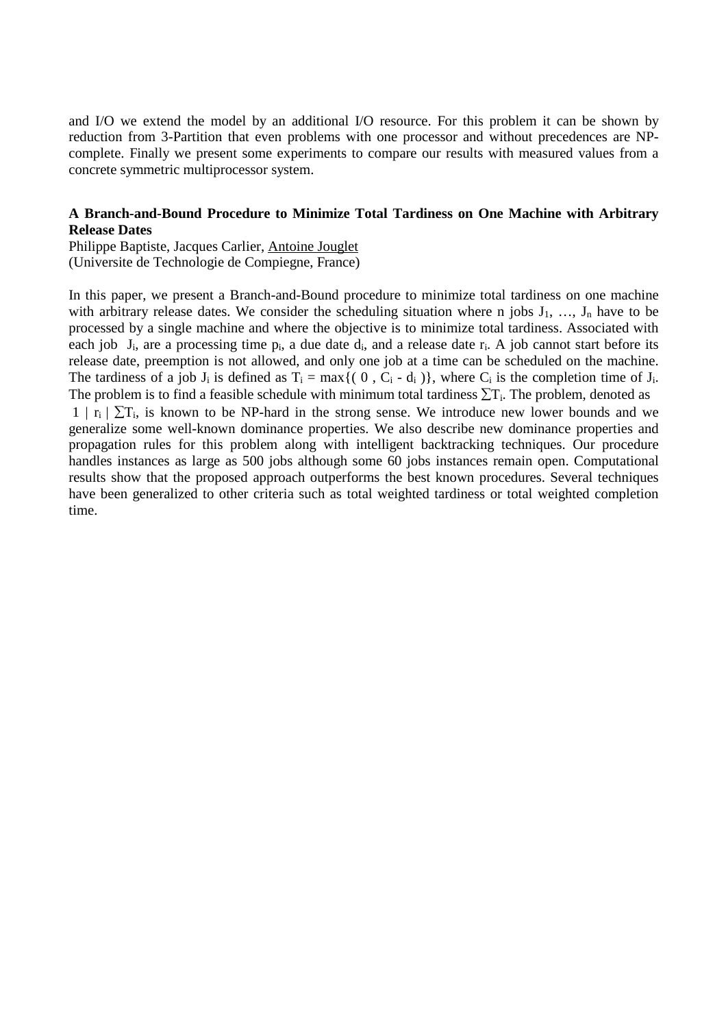and I/O we extend the model by an additional I/O resource. For this problem it can be shown by reduction from 3-Partition that even problems with one processor and without precedences are NP-complete. Finally we present some experiments to compare our results with measured values from a concrete symmetric multiprocessor system.

**A Branch-and-Bound Procedure to Minimize Total Tardiness on One Machine with Arbitrary Release Dates**

Philippe Baptiste, Jacques Carlier, Antoine Jouglet
(Universite de Technologie de Compiegne, France)

In this paper, we present a Branch-and-Bound procedure to minimize total tardiness on one machine with arbitrary release dates. We consider the scheduling situation where n jobs $J_1, \ldots, J_n$ have to be processed by a single machine and where the objective is to minimize total tardiness. Associated with each job $J_i$, are a processing time $p_i$, a due date $d_i$, and a release date $r_i$. A job cannot start before its release date, preemption is not allowed, and only one job at a time can be scheduled on the machine. The tardiness of a job $J_i$ is defined as $T_i = \max\{( 0 , C_i - d_i )\}$, where $C_i$ is the completion time of $J_i$. The problem is to find a feasible schedule with minimum total tardiness $\sum T_i$. The problem, denoted as $1 \mid r_i \mid \sum T_i$, is known to be NP-hard in the strong sense. We introduce new lower bounds and we generalize some well-known dominance properties. We also describe new dominance properties and propagation rules for this problem along with intelligent backtracking techniques. Our procedure handles instances as large as 500 jobs although some 60 jobs instances remain open. Computational results show that the proposed approach outperforms the best known procedures. Several techniques have been generalized to other criteria such as total weighted tardiness or total weighted completion time.